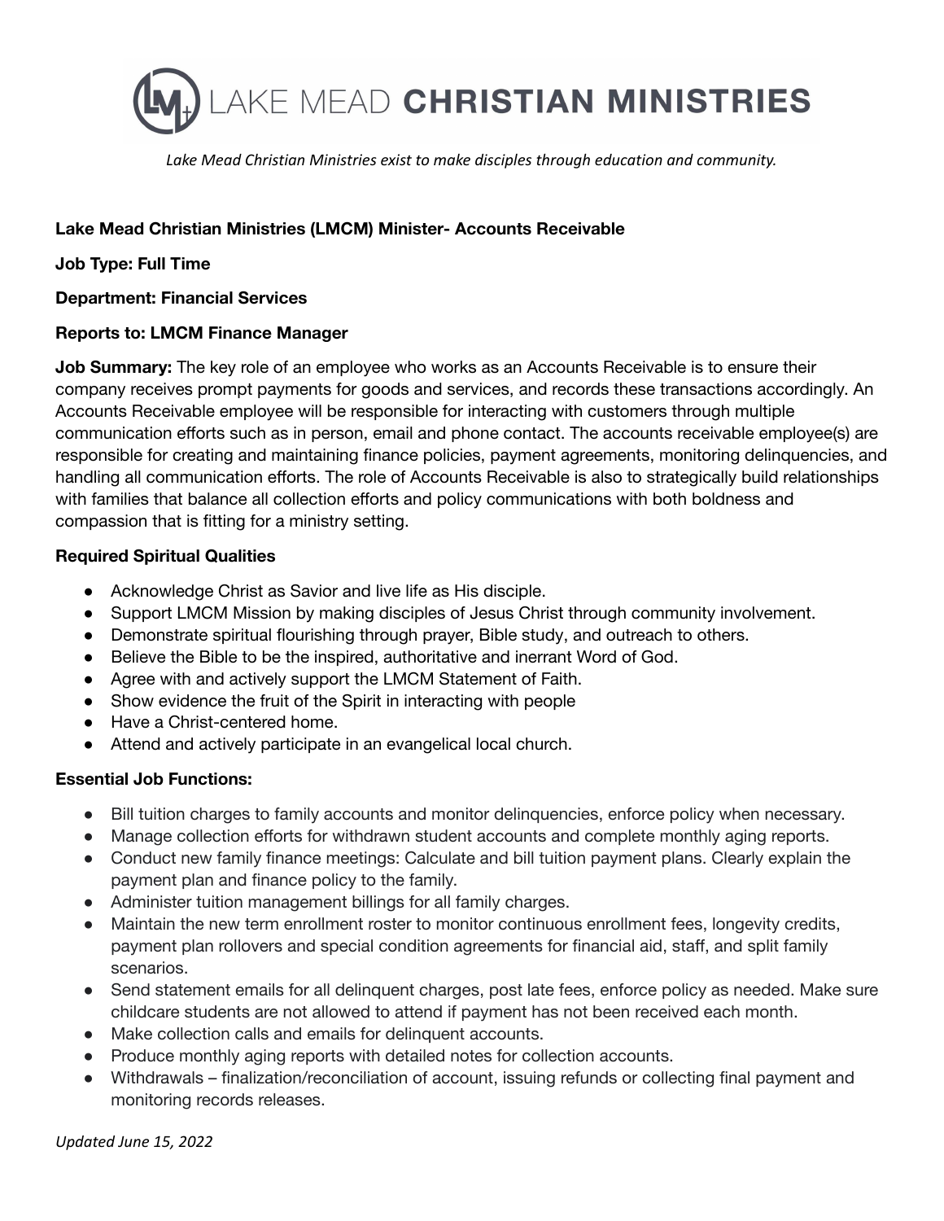# LAKE MEAD CHRISTIAN MINISTRIES

*Lake Mead Christian Ministries exist to make disciples through education and community.*

**Lake Mead Christian Ministries (LMCM) Minister- Accounts Receivable**

**Job Type: Full Time**

**Department: Financial Services**

**Reports to: LMCM Finance Manager**

**Job Summary:** The key role of an employee who works as an Accounts Receivable is to ensure their company receives prompt payments for goods and services, and records these transactions accordingly. An Accounts Receivable employee will be responsible for interacting with customers through multiple communication efforts such as in person, email and phone contact. The accounts receivable employee(s) are responsible for creating and maintaining finance policies, payment agreements, monitoring delinquencies, and handling all communication efforts. The role of Accounts Receivable is also to strategically build relationships with families that balance all collection efforts and policy communications with both boldness and compassion that is fitting for a ministry setting.

**Required Spiritual Qualities**

- Acknowledge Christ as Savior and live life as His disciple.
- Support LMCM Mission by making disciples of Jesus Christ through community involvement.
- Demonstrate spiritual flourishing through prayer, Bible study, and outreach to others.
- Believe the Bible to be the inspired, authoritative and inerrant Word of God.
- Agree with and actively support the LMCM Statement of Faith.
- Show evidence the fruit of the Spirit in interacting with people
- Have a Christ-centered home.
- Attend and actively participate in an evangelical local church.

**Essential Job Functions:**

- Bill tuition charges to family accounts and monitor delinquencies, enforce policy when necessary.
- Manage collection efforts for withdrawn student accounts and complete monthly aging reports.
- Conduct new family finance meetings: Calculate and bill tuition payment plans. Clearly explain the payment plan and finance policy to the family.
- Administer tuition management billings for all family charges.
- Maintain the new term enrollment roster to monitor continuous enrollment fees, longevity credits, payment plan rollovers and special condition agreements for financial aid, staff, and split family scenarios.
- Send statement emails for all delinquent charges, post late fees, enforce policy as needed. Make sure childcare students are not allowed to attend if payment has not been received each month.
- Make collection calls and emails for delinquent accounts.
- Produce monthly aging reports with detailed notes for collection accounts.
- Withdrawals – finalization/reconciliation of account, issuing refunds or collecting final payment and monitoring records releases.

*Updated June 15, 2022*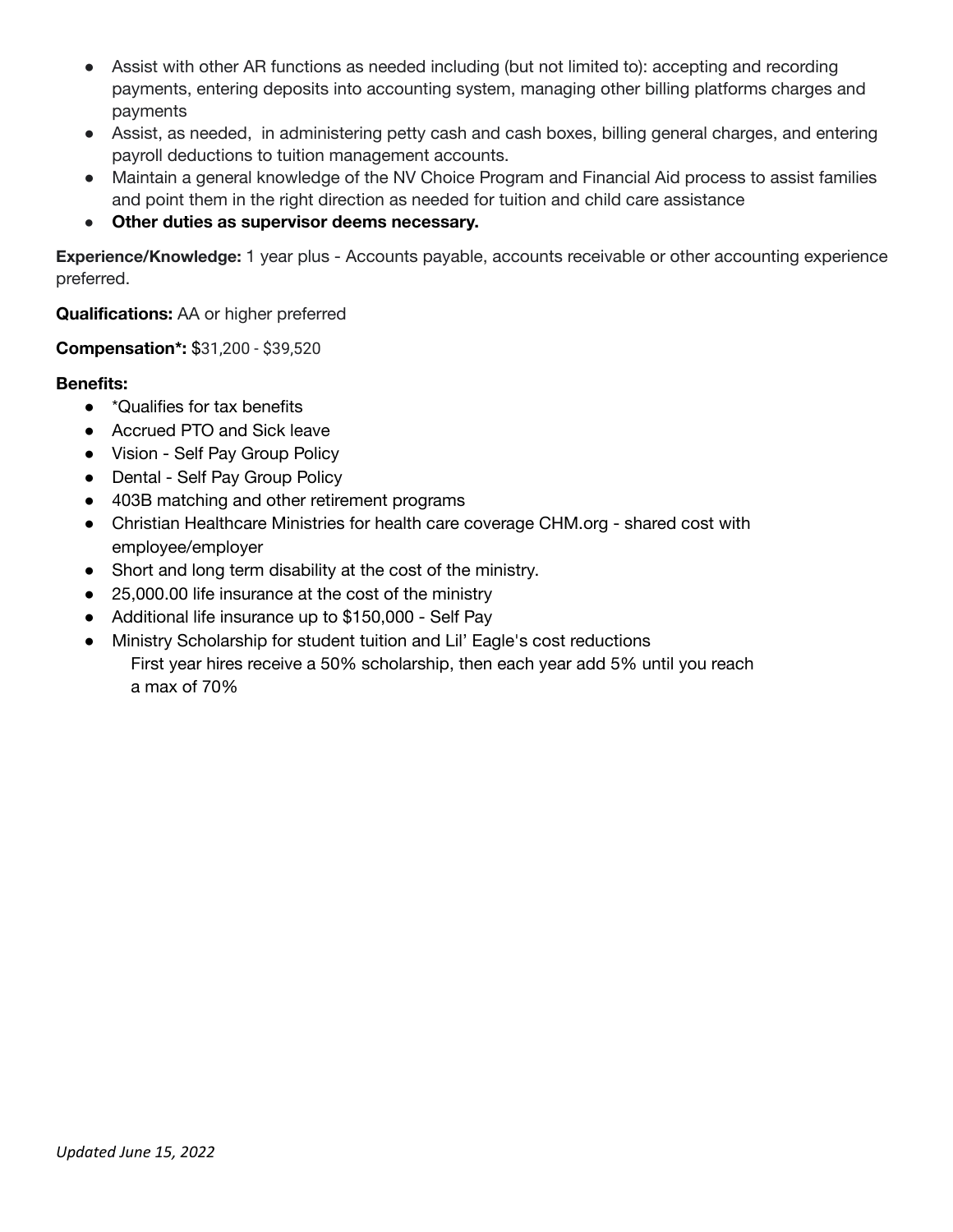- Assist with other AR functions as needed including (but not limited to): accepting and recording payments, entering deposits into accounting system, managing other billing platforms charges and payments
- Assist, as needed, in administering petty cash and cash boxes, billing general charges, and entering payroll deductions to tuition management accounts.
- Maintain a general knowledge of the NV Choice Program and Financial Aid process to assist families and point them in the right direction as needed for tuition and child care assistance
- **Other duties as supervisor deems necessary.**

**Experience/Knowledge:** 1 year plus - Accounts payable, accounts receivable or other accounting experience preferred.

**Qualifications:** AA or higher preferred

**Compensation*:** $31,200 - $39,520

**Benefits:**

- *Qualifies for tax benefits
- Accrued PTO and Sick leave
- Vision - Self Pay Group Policy
- Dental - Self Pay Group Policy
- 403B matching and other retirement programs
- Christian Healthcare Ministries for health care coverage CHM.org - shared cost with employee/employer
- Short and long term disability at the cost of the ministry.
- 25,000.00 life insurance at the cost of the ministry
- Additional life insurance up to $150,000 - Self Pay
- Ministry Scholarship for student tuition and Lil' Eagle's cost reductions
  First year hires receive a 50% scholarship, then each year add 5% until you reach a max of 70%

*Updated June 15, 2022*